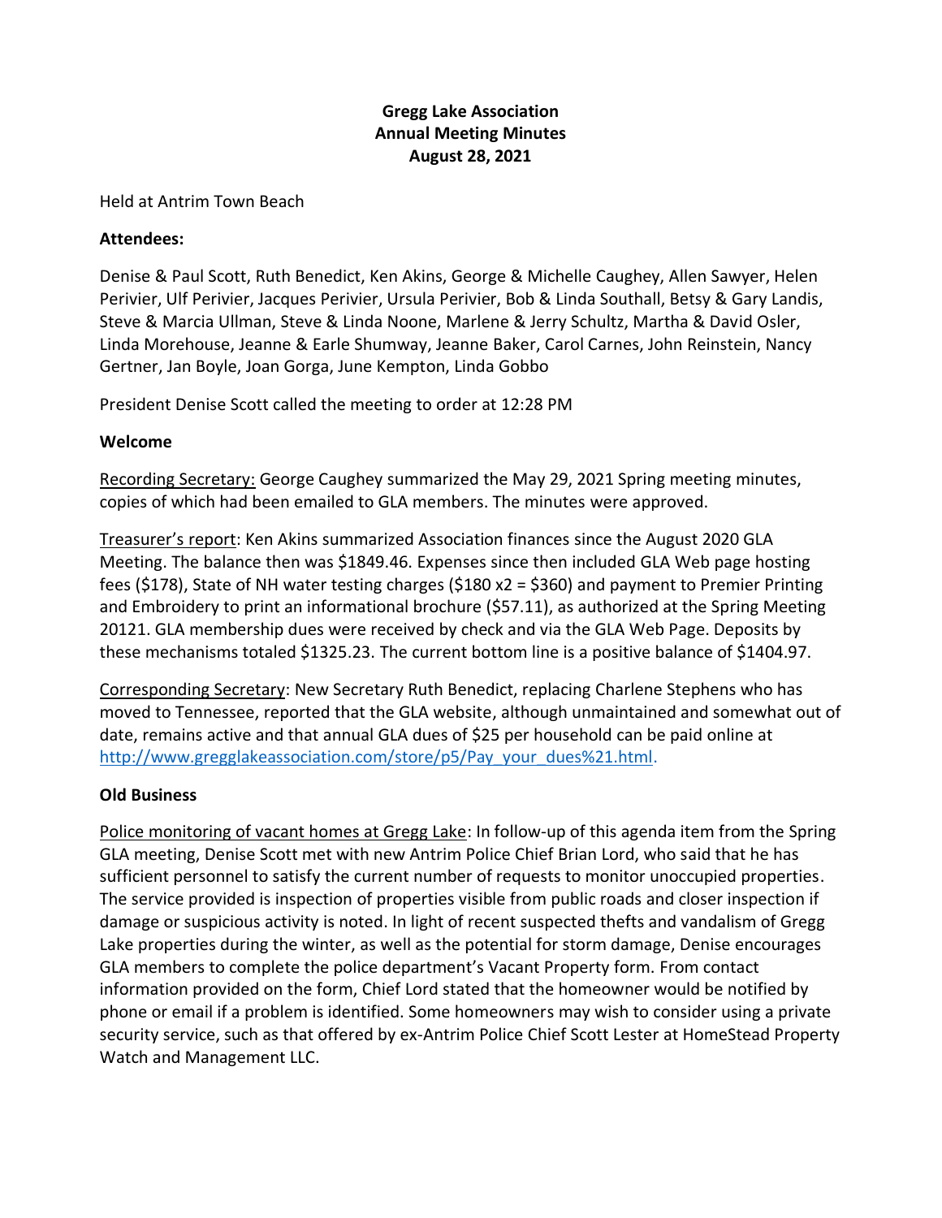# Gregg Lake Association
## Annual Meeting Minutes
### August 28, 2021

Held at Antrim Town Beach

**Attendees:**

Denise & Paul Scott, Ruth Benedict, Ken Akins, George & Michelle Caughey, Allen Sawyer, Helen Perivier, Ulf Perivier, Jacques Perivier, Ursula Perivier, Bob & Linda Southall, Betsy & Gary Landis, Steve & Marcia Ullman, Steve & Linda Noone, Marlene & Jerry Schultz, Martha & David Osler, Linda Morehouse, Jeanne & Earle Shumway, Jeanne Baker, Carol Carnes, John Reinstein, Nancy Gertner, Jan Boyle, Joan Gorga, June Kempton, Linda Gobbo

President Denise Scott called the meeting to order at 12:28 PM

**Welcome**

Recording Secretary: George Caughey summarized the May 29, 2021 Spring meeting minutes, copies of which had been emailed to GLA members. The minutes were approved.

Treasurer's report: Ken Akins summarized Association finances since the August 2020 GLA Meeting. The balance then was $1849.46. Expenses since then included GLA Web page hosting fees ($178), State of NH water testing charges ($180 x2 = $360) and payment to Premier Printing and Embroidery to print an informational brochure ($57.11), as authorized at the Spring Meeting 20121. GLA membership dues were received by check and via the GLA Web Page. Deposits by these mechanisms totaled $1325.23. The current bottom line is a positive balance of $1404.97.

Corresponding Secretary: New Secretary Ruth Benedict, replacing Charlene Stephens who has moved to Tennessee, reported that the GLA website, although unmaintained and somewhat out of date, remains active and that annual GLA dues of $25 per household can be paid online at http://www.gregglakeassociation.com/store/p5/Pay_your_dues%21.html.

**Old Business**

Police monitoring of vacant homes at Gregg Lake: In follow-up of this agenda item from the Spring GLA meeting, Denise Scott met with new Antrim Police Chief Brian Lord, who said that he has sufficient personnel to satisfy the current number of requests to monitor unoccupied properties. The service provided is inspection of properties visible from public roads and closer inspection if damage or suspicious activity is noted. In light of recent suspected thefts and vandalism of Gregg Lake properties during the winter, as well as the potential for storm damage, Denise encourages GLA members to complete the police department's Vacant Property form. From contact information provided on the form, Chief Lord stated that the homeowner would be notified by phone or email if a problem is identified. Some homeowners may wish to consider using a private security service, such as that offered by ex-Antrim Police Chief Scott Lester at HomeStead Property Watch and Management LLC.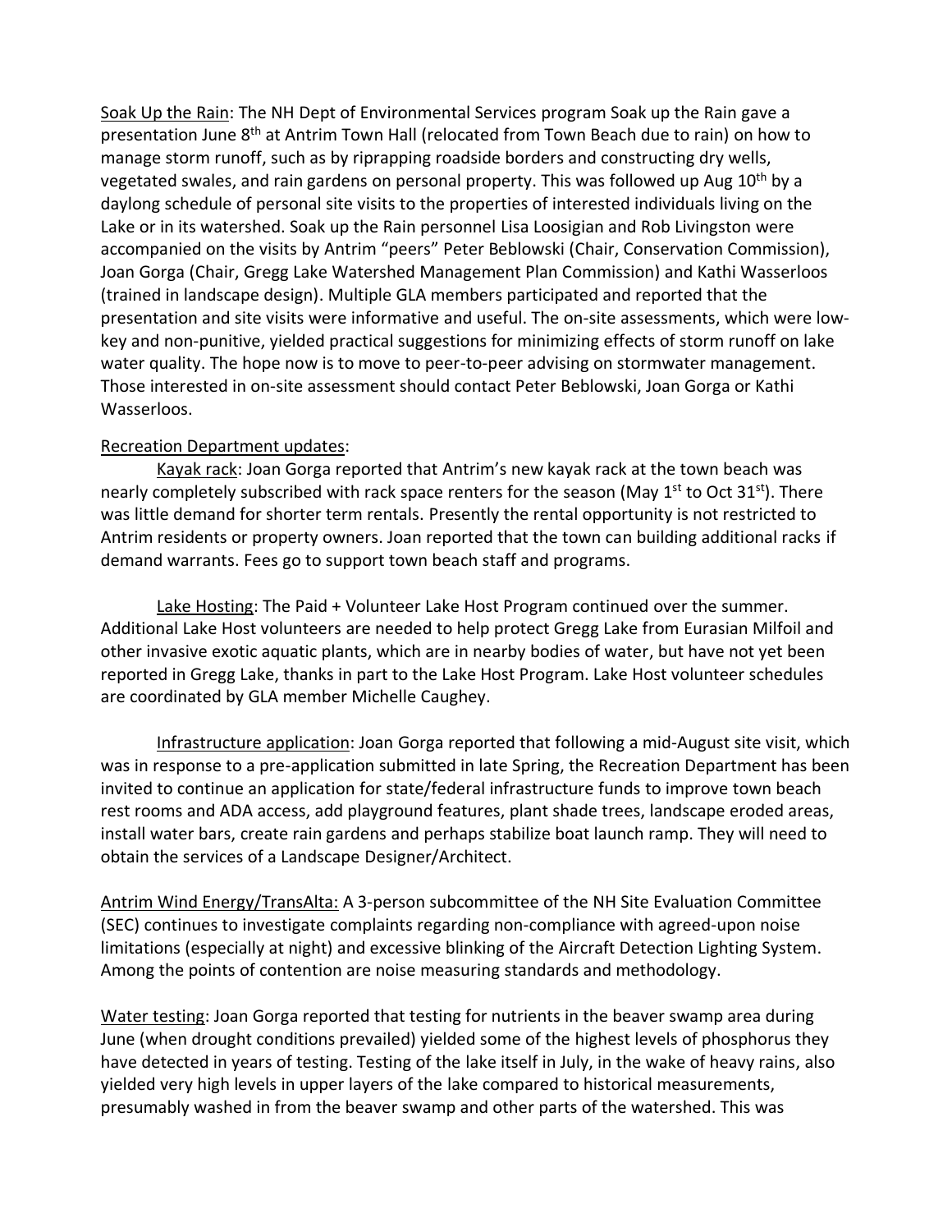Soak Up the Rain: The NH Dept of Environmental Services program Soak up the Rain gave a presentation June 8th at Antrim Town Hall (relocated from Town Beach due to rain) on how to manage storm runoff, such as by riprapping roadside borders and constructing dry wells, vegetated swales, and rain gardens on personal property. This was followed up Aug 10th by a daylong schedule of personal site visits to the properties of interested individuals living on the Lake or in its watershed. Soak up the Rain personnel Lisa Loosigian and Rob Livingston were accompanied on the visits by Antrim "peers" Peter Beblowski (Chair, Conservation Commission), Joan Gorga (Chair, Gregg Lake Watershed Management Plan Commission) and Kathi Wasserloos (trained in landscape design). Multiple GLA members participated and reported that the presentation and site visits were informative and useful. The on-site assessments, which were low-key and non-punitive, yielded practical suggestions for minimizing effects of storm runoff on lake water quality. The hope now is to move to peer-to-peer advising on stormwater management. Those interested in on-site assessment should contact Peter Beblowski, Joan Gorga or Kathi Wasserloos.

Recreation Department updates:

Kayak rack: Joan Gorga reported that Antrim's new kayak rack at the town beach was nearly completely subscribed with rack space renters for the season (May 1st to Oct 31st). There was little demand for shorter term rentals. Presently the rental opportunity is not restricted to Antrim residents or property owners. Joan reported that the town can building additional racks if demand warrants. Fees go to support town beach staff and programs.

Lake Hosting: The Paid + Volunteer Lake Host Program continued over the summer. Additional Lake Host volunteers are needed to help protect Gregg Lake from Eurasian Milfoil and other invasive exotic aquatic plants, which are in nearby bodies of water, but have not yet been reported in Gregg Lake, thanks in part to the Lake Host Program. Lake Host volunteer schedules are coordinated by GLA member Michelle Caughey.

Infrastructure application: Joan Gorga reported that following a mid-August site visit, which was in response to a pre-application submitted in late Spring, the Recreation Department has been invited to continue an application for state/federal infrastructure funds to improve town beach rest rooms and ADA access, add playground features, plant shade trees, landscape eroded areas, install water bars, create rain gardens and perhaps stabilize boat launch ramp. They will need to obtain the services of a Landscape Designer/Architect.

Antrim Wind Energy/TransAlta: A 3-person subcommittee of the NH Site Evaluation Committee (SEC) continues to investigate complaints regarding non-compliance with agreed-upon noise limitations (especially at night) and excessive blinking of the Aircraft Detection Lighting System. Among the points of contention are noise measuring standards and methodology.

Water testing: Joan Gorga reported that testing for nutrients in the beaver swamp area during June (when drought conditions prevailed) yielded some of the highest levels of phosphorus they have detected in years of testing. Testing of the lake itself in July, in the wake of heavy rains, also yielded very high levels in upper layers of the lake compared to historical measurements, presumably washed in from the beaver swamp and other parts of the watershed. This was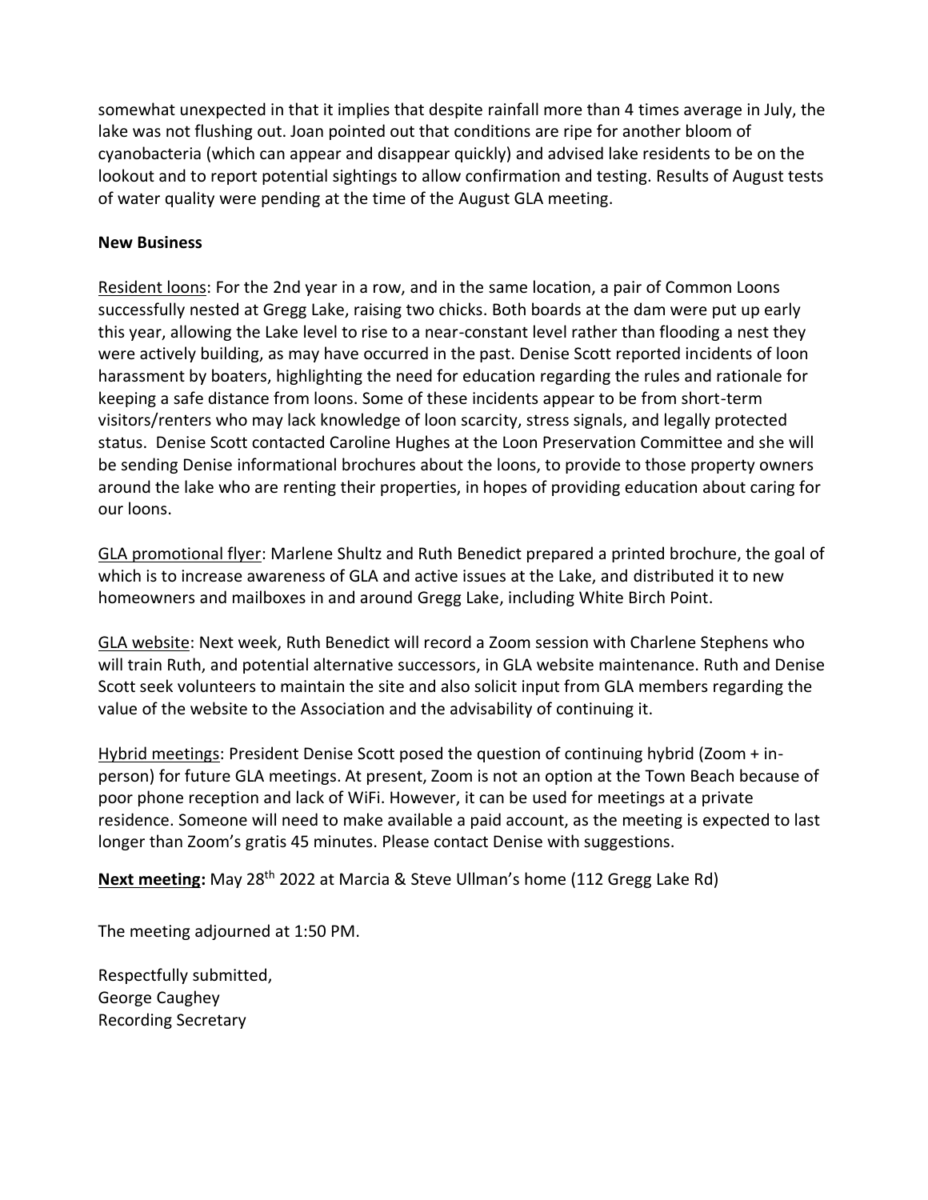somewhat unexpected in that it implies that despite rainfall more than 4 times average in July, the lake was not flushing out. Joan pointed out that conditions are ripe for another bloom of cyanobacteria (which can appear and disappear quickly) and advised lake residents to be on the lookout and to report potential sightings to allow confirmation and testing. Results of August tests of water quality were pending at the time of the August GLA meeting.

**New Business**

<u>Resident loons</u>: For the 2nd year in a row, and in the same location, a pair of Common Loons successfully nested at Gregg Lake, raising two chicks. Both boards at the dam were put up early this year, allowing the Lake level to rise to a near-constant level rather than flooding a nest they were actively building, as may have occurred in the past. Denise Scott reported incidents of loon harassment by boaters, highlighting the need for education regarding the rules and rationale for keeping a safe distance from loons. Some of these incidents appear to be from short-term visitors/renters who may lack knowledge of loon scarcity, stress signals, and legally protected status. Denise Scott contacted Caroline Hughes at the Loon Preservation Committee and she will be sending Denise informational brochures about the loons, to provide to those property owners around the lake who are renting their properties, in hopes of providing education about caring for our loons.

<u>GLA promotional flyer</u>: Marlene Shultz and Ruth Benedict prepared a printed brochure, the goal of which is to increase awareness of GLA and active issues at the Lake, and distributed it to new homeowners and mailboxes in and around Gregg Lake, including White Birch Point.

<u>GLA website</u>: Next week, Ruth Benedict will record a Zoom session with Charlene Stephens who will train Ruth, and potential alternative successors, in GLA website maintenance. Ruth and Denise Scott seek volunteers to maintain the site and also solicit input from GLA members regarding the value of the website to the Association and the advisability of continuing it.

<u>Hybrid meetings</u>: President Denise Scott posed the question of continuing hybrid (Zoom + in-person) for future GLA meetings. At present, Zoom is not an option at the Town Beach because of poor phone reception and lack of WiFi. However, it can be used for meetings at a private residence. Someone will need to make available a paid account, as the meeting is expected to last longer than Zoom's gratis 45 minutes. Please contact Denise with suggestions.

**<u>Next meeting</u>:** May 28th 2022 at Marcia & Steve Ullman's home (112 Gregg Lake Rd)

The meeting adjourned at 1:50 PM.

Respectfully submitted,
George Caughey
Recording Secretary